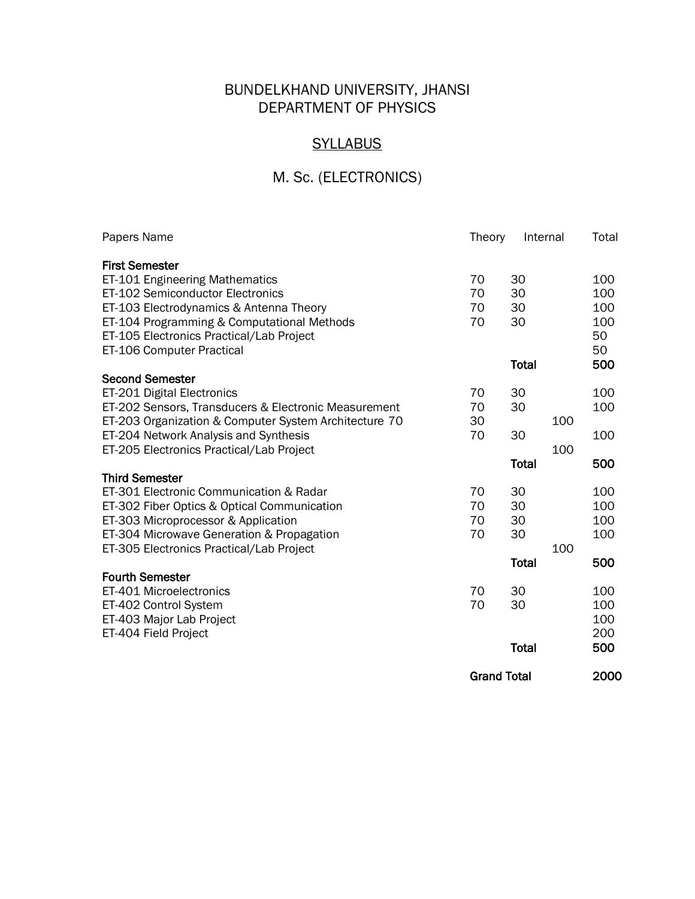# BUNDELKHAND UNIVERSITY, JHANSI
# DEPARTMENT OF PHYSICS

## SYLLABUS

## M. Sc. (ELECTRONICS)

| Papers Name | Theory | Internal | Total |
|---|---|---|---|
| **First Semester** | | | |
| ET-101 Engineering Mathematics | 70 | 30 | 100 |
| ET-102 Semiconductor Electronics | 70 | 30 | 100 |
| ET-103 Electrodynamics & Antenna Theory | 70 | 30 | 100 |
| ET-104 Programming & Computational Methods | 70 | 30 | 100 |
| ET-105 Electronics Practical/Lab Project | | | 50 |
| ET-106 Computer Practical | | | 50 |
| | | **Total** | **500** |
| **Second Semester** | | | |
| ET-201 Digital Electronics | 70 | 30 | 100 |
| ET-202 Sensors, Transducers & Electronic Measurement | 70 | 30 | 100 |
| ET-203 Organization & Computer System Architecture 70 | 30 | 100 | |
| ET-204 Network Analysis and Synthesis | 70 | 30 | 100 |
| ET-205 Electronics Practical/Lab Project | | 100 | |
| | | **Total** | **500** |
| **Third Semester** | | | |
| ET-301 Electronic Communication & Radar | 70 | 30 | 100 |
| ET-302 Fiber Optics & Optical Communication | 70 | 30 | 100 |
| ET-303 Microprocessor & Application | 70 | 30 | 100 |
| ET-304 Microwave Generation & Propagation | 70 | 30 | 100 |
| ET-305 Electronics Practical/Lab Project | | 100 | |
| | | **Total** | **500** |
| **Fourth Semester** | | | |
| ET-401 Microelectronics | 70 | 30 | 100 |
| ET-402 Control System | 70 | 30 | 100 |
| ET-403 Major Lab Project | | | 100 |
| ET-404 Field Project | | | 200 |
| | | **Total** | **500** |
| | **Grand Total** | | **2000** |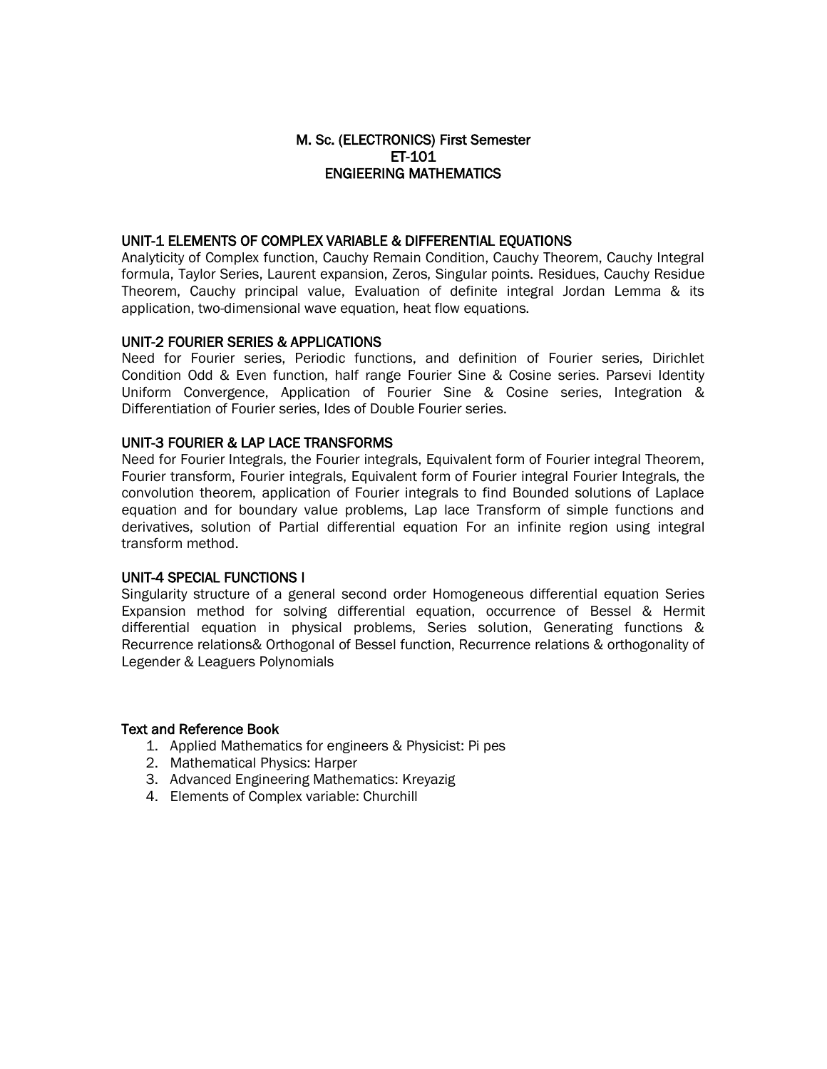# M. Sc. (ELECTRONICS) First Semester
## ET-101
## ENGIEERING MATHEMATICS

### UNIT-1 ELEMENTS OF COMPLEX VARIABLE & DIFFERENTIAL EQUATIONS

Analyticity of Complex function, Cauchy Remain Condition, Cauchy Theorem, Cauchy Integral formula, Taylor Series, Laurent expansion, Zeros, Singular points. Residues, Cauchy Residue Theorem, Cauchy principal value, Evaluation of definite integral Jordan Lemma & its application, two-dimensional wave equation, heat flow equations.

### UNIT-2 FOURIER SERIES & APPLICATIONS

Need for Fourier series, Periodic functions, and definition of Fourier series, Dirichlet Condition Odd & Even function, half range Fourier Sine & Cosine series. Parsevi Identity Uniform Convergence, Application of Fourier Sine & Cosine series, Integration & Differentiation of Fourier series, Ides of Double Fourier series.

### UNIT-3 FOURIER & LAP LACE TRANSFORMS

Need for Fourier Integrals, the Fourier integrals, Equivalent form of Fourier integral Theorem, Fourier transform, Fourier integrals, Equivalent form of Fourier integral Fourier Integrals, the convolution theorem, application of Fourier integrals to find Bounded solutions of Laplace equation and for boundary value problems, Lap lace Transform of simple functions and derivatives, solution of Partial differential equation For an infinite region using integral transform method.

### UNIT-4 SPECIAL FUNCTIONS I

Singularity structure of a general second order Homogeneous differential equation Series Expansion method for solving differential equation, occurrence of Bessel & Hermit differential equation in physical problems, Series solution, Generating functions & Recurrence relations& Orthogonal of Bessel function, Recurrence relations & orthogonality of Legender & Leaguers Polynomials

### Text and Reference Book

1. Applied Mathematics for engineers & Physicist: Pi pes
2. Mathematical Physics: Harper
3. Advanced Engineering Mathematics: Kreyazig
4. Elements of Complex variable: Churchill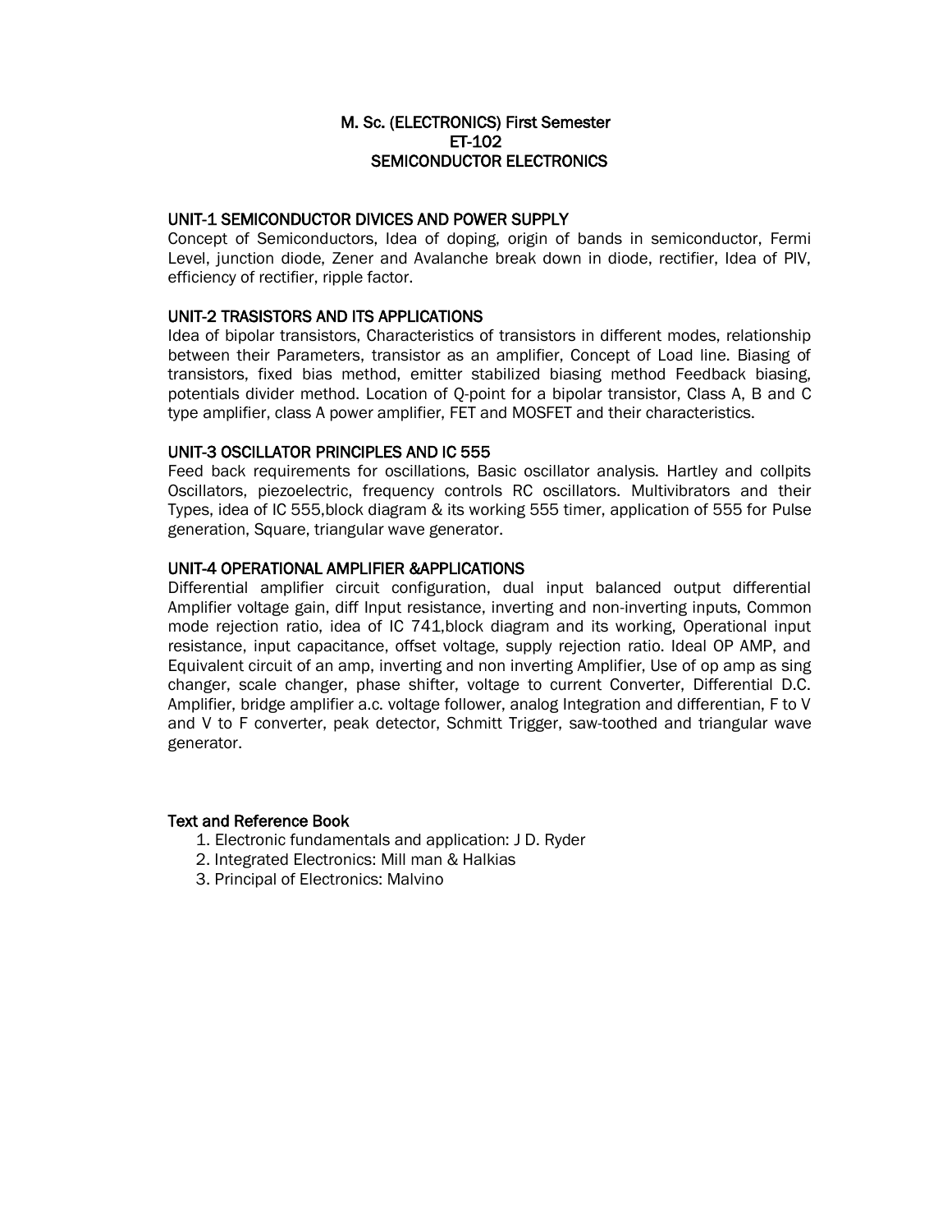# M. Sc. (ELECTRONICS) First Semester
## ET-102
## SEMICONDUCTOR ELECTRONICS

### UNIT-1 SEMICONDUCTOR DIVICES AND POWER SUPPLY

Concept of Semiconductors, Idea of doping, origin of bands in semiconductor, Fermi Level, junction diode, Zener and Avalanche break down in diode, rectifier, Idea of PIV, efficiency of rectifier, ripple factor.

### UNIT-2 TRASISTORS AND ITS APPLICATIONS

Idea of bipolar transistors, Characteristics of transistors in different modes, relationship between their Parameters, transistor as an amplifier, Concept of Load line. Biasing of transistors, fixed bias method, emitter stabilized biasing method Feedback biasing, potentials divider method. Location of Q-point for a bipolar transistor, Class A, B and C type amplifier, class A power amplifier, FET and MOSFET and their characteristics.

### UNIT-3 OSCILLATOR PRINCIPLES AND IC 555

Feed back requirements for oscillations, Basic oscillator analysis. Hartley and collpits Oscillators, piezoelectric, frequency controls RC oscillators. Multivibrators and their Types, idea of IC 555,block diagram & its working 555 timer, application of 555 for Pulse generation, Square, triangular wave generator.

### UNIT-4 OPERATIONAL AMPLIFIER &APPLICATIONS

Differential amplifier circuit configuration, dual input balanced output differential Amplifier voltage gain, diff Input resistance, inverting and non-inverting inputs, Common mode rejection ratio, idea of IC 741,block diagram and its working, Operational input resistance, input capacitance, offset voltage, supply rejection ratio. Ideal OP AMP, and Equivalent circuit of an amp, inverting and non inverting Amplifier, Use of op amp as sing changer, scale changer, phase shifter, voltage to current Converter, Differential D.C. Amplifier, bridge amplifier a.c. voltage follower, analog Integration and differentian, F to V and V to F converter, peak detector, Schmitt Trigger, saw-toothed and triangular wave generator.

### Text and Reference Book

1. Electronic fundamentals and application: J D. Ryder
2. Integrated Electronics: Mill man & Halkias
3. Principal of Electronics: Malvino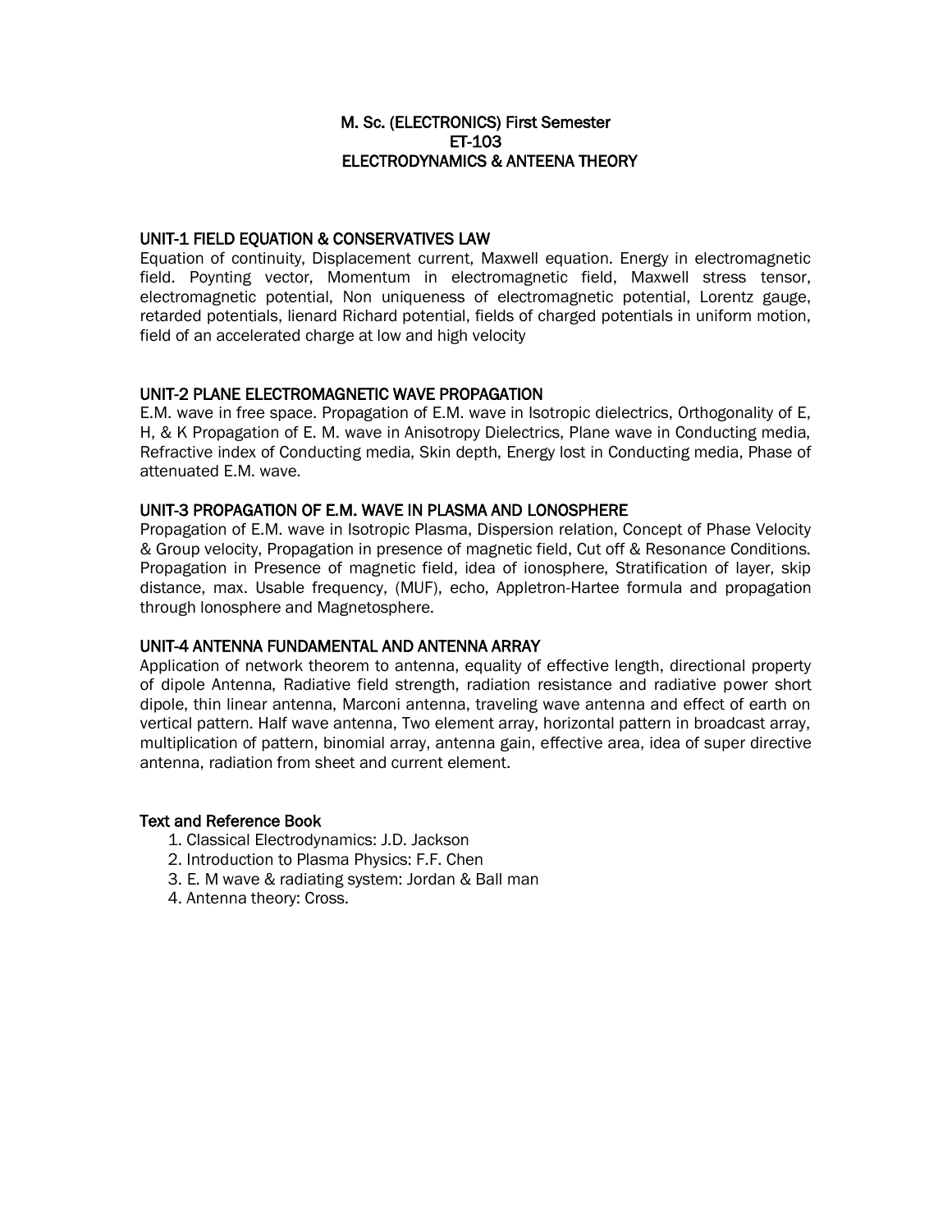# M. Sc. (ELECTRONICS) First Semester
## ET-103
## ELECTRODYNAMICS & ANTEENA THEORY

### UNIT-1 FIELD EQUATION & CONSERVATIVES LAW

Equation of continuity, Displacement current, Maxwell equation. Energy in electromagnetic field. Poynting vector, Momentum in electromagnetic field, Maxwell stress tensor, electromagnetic potential, Non uniqueness of electromagnetic potential, Lorentz gauge, retarded potentials, lienard Richard potential, fields of charged potentials in uniform motion, field of an accelerated charge at low and high velocity

### UNIT-2 PLANE ELECTROMAGNETIC WAVE PROPAGATION

E.M. wave in free space. Propagation of E.M. wave in Isotropic dielectrics, Orthogonality of E, H, & K Propagation of E. M. wave in Anisotropy Dielectrics, Plane wave in Conducting media, Refractive index of Conducting media, Skin depth, Energy lost in Conducting media, Phase of attenuated E.M. wave.

### UNIT-3 PROPAGATION OF E.M. WAVE IN PLASMA AND LONOSPHERE

Propagation of E.M. wave in Isotropic Plasma, Dispersion relation, Concept of Phase Velocity & Group velocity, Propagation in presence of magnetic field, Cut off & Resonance Conditions. Propagation in Presence of magnetic field, idea of ionosphere, Stratification of layer, skip distance, max. Usable frequency, (MUF), echo, Appletron-Hartee formula and propagation through lonosphere and Magnetosphere.

### UNIT-4 ANTENNA FUNDAMENTAL AND ANTENNA ARRAY

Application of network theorem to antenna, equality of effective length, directional property of dipole Antenna, Radiative field strength, radiation resistance and radiative power short dipole, thin linear antenna, Marconi antenna, traveling wave antenna and effect of earth on vertical pattern. Half wave antenna, Two element array, horizontal pattern in broadcast array, multiplication of pattern, binomial array, antenna gain, effective area, idea of super directive antenna, radiation from sheet and current element.

### Text and Reference Book

1. Classical Electrodynamics: J.D. Jackson
2. Introduction to Plasma Physics: F.F. Chen
3. E. M wave & radiating system: Jordan & Ball man
4. Antenna theory: Cross.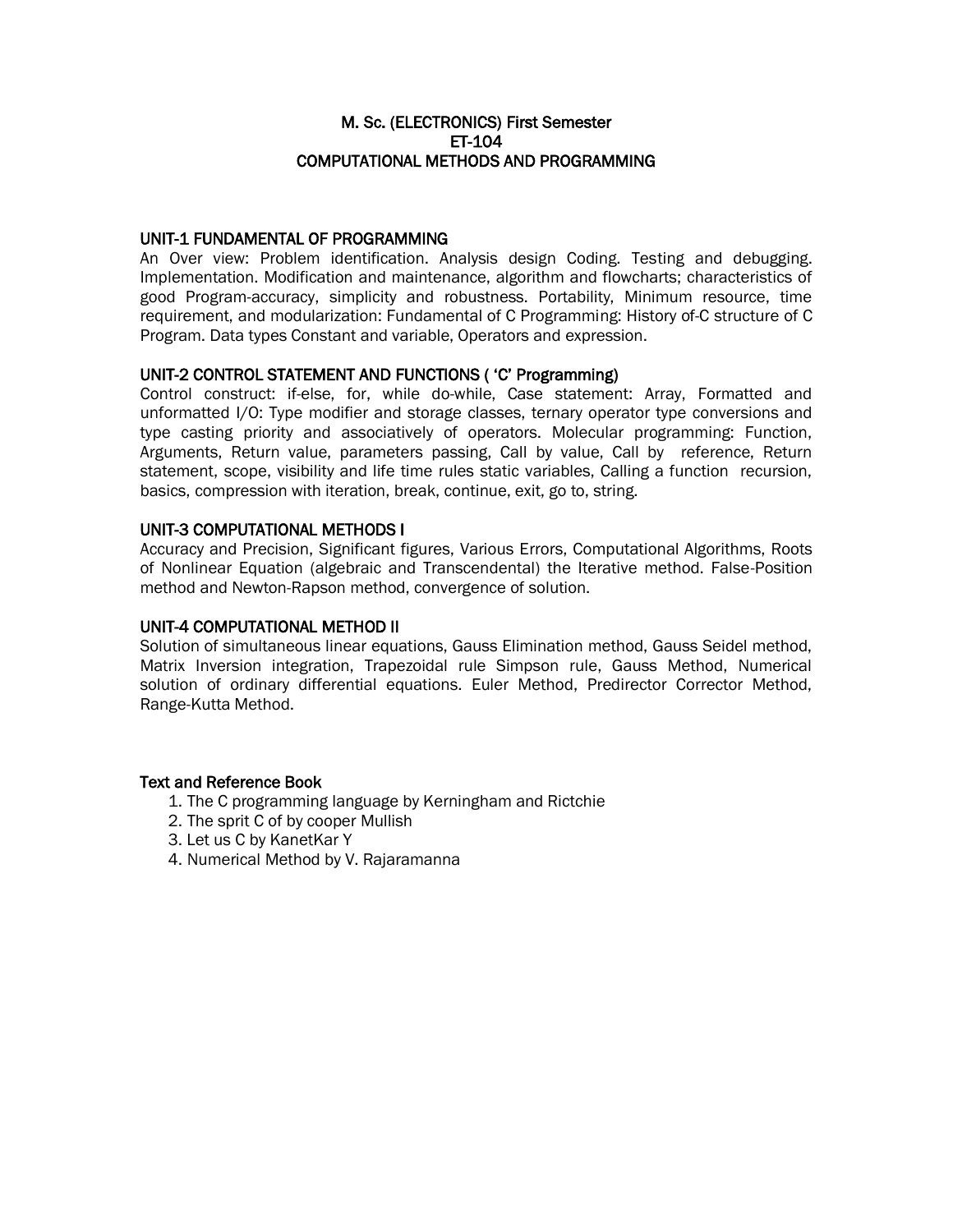# M. Sc. (ELECTRONICS) First Semester
## ET-104
## COMPUTATIONAL METHODS AND PROGRAMMING

### UNIT-1 FUNDAMENTAL OF PROGRAMMING

An Over view: Problem identification. Analysis design Coding. Testing and debugging. Implementation. Modification and maintenance, algorithm and flowcharts; characteristics of good Program-accuracy, simplicity and robustness. Portability, Minimum resource, time requirement, and modularization: Fundamental of C Programming: History of-C structure of C Program. Data types Constant and variable, Operators and expression.

### UNIT-2 CONTROL STATEMENT AND FUNCTIONS ( 'C' Programming)

Control construct: if-else, for, while do-while, Case statement: Array, Formatted and unformatted I/O: Type modifier and storage classes, ternary operator type conversions and type casting priority and associatively of operators. Molecular programming: Function, Arguments, Return value, parameters passing, Call by value, Call by reference, Return statement, scope, visibility and life time rules static variables, Calling a function recursion, basics, compression with iteration, break, continue, exit, go to, string.

### UNIT-3 COMPUTATIONAL METHODS I

Accuracy and Precision, Significant figures, Various Errors, Computational Algorithms, Roots of Nonlinear Equation (algebraic and Transcendental) the Iterative method. False-Position method and Newton-Rapson method, convergence of solution.

### UNIT-4 COMPUTATIONAL METHOD II

Solution of simultaneous linear equations, Gauss Elimination method, Gauss Seidel method, Matrix Inversion integration, Trapezoidal rule Simpson rule, Gauss Method, Numerical solution of ordinary differential equations. Euler Method, Predirector Corrector Method, Range-Kutta Method.

### Text and Reference Book

1. The C programming language by Kerningham and Rictchie
2. The sprit C of by cooper Mullish
3. Let us C by KanetKar Y
4. Numerical Method by V. Rajaramanna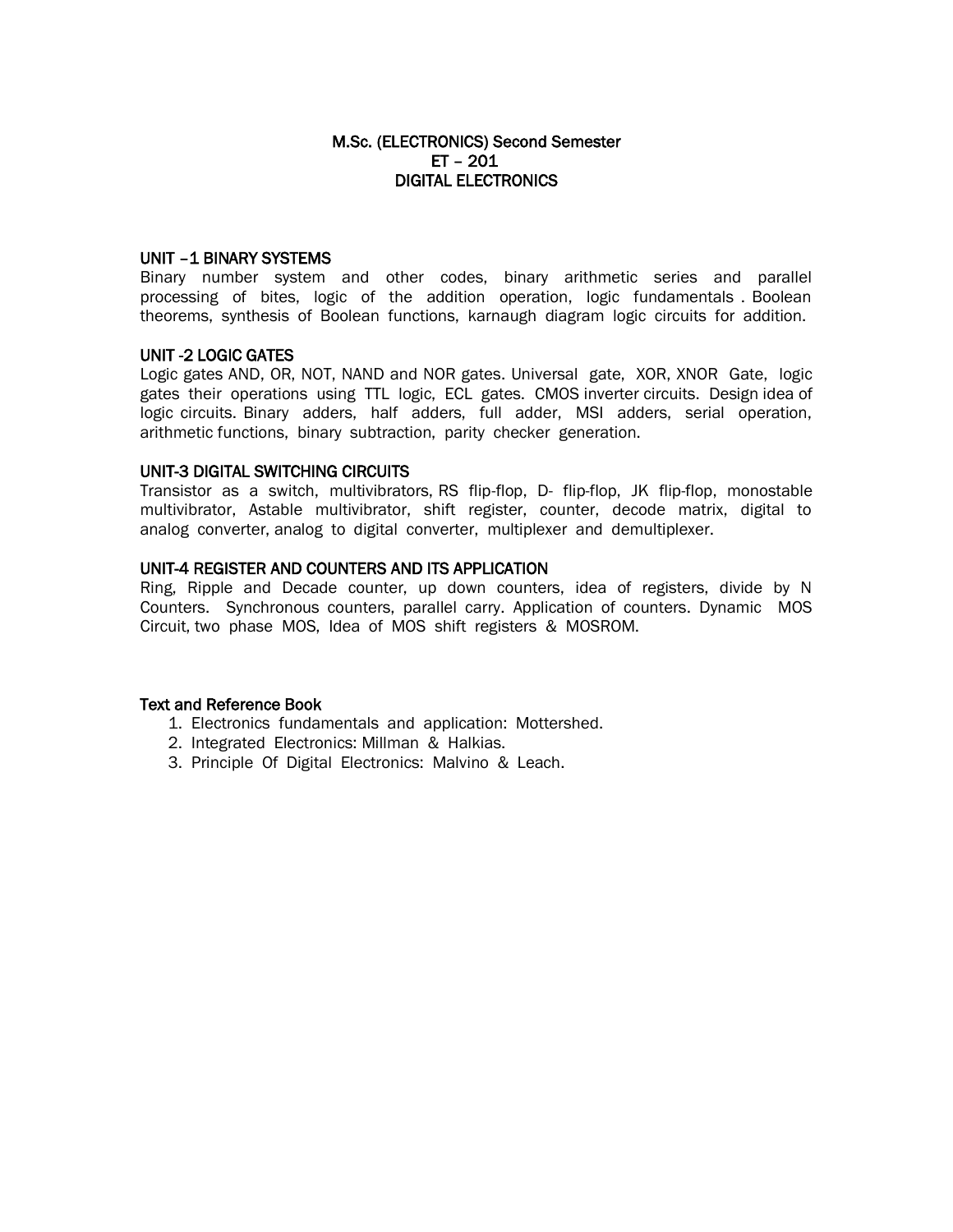# M.Sc. (ELECTRONICS) Second Semester
## ET – 201
## DIGITAL ELECTRONICS

### UNIT –1 BINARY SYSTEMS

Binary number system and other codes, binary arithmetic series and parallel processing of bites, logic of the addition operation, logic fundamentals . Boolean theorems, synthesis of Boolean functions, karnaugh diagram logic circuits for addition.

### UNIT -2 LOGIC GATES

Logic gates AND, OR, NOT, NAND and NOR gates. Universal gate, XOR, XNOR Gate, logic gates their operations using TTL logic, ECL gates. CMOS inverter circuits. Design idea of logic circuits. Binary adders, half adders, full adder, MSI adders, serial operation, arithmetic functions, binary subtraction, parity checker generation.

### UNIT-3 DIGITAL SWITCHING CIRCUITS

Transistor as a switch, multivibrators, RS flip-flop, D- flip-flop, JK flip-flop, monostable multivibrator, Astable multivibrator, shift register, counter, decode matrix, digital to analog converter, analog to digital converter, multiplexer and demultiplexer.

### UNIT-4 REGISTER AND COUNTERS AND ITS APPLICATION

Ring, Ripple and Decade counter, up down counters, idea of registers, divide by N Counters. Synchronous counters, parallel carry. Application of counters. Dynamic MOS Circuit, two phase MOS, Idea of MOS shift registers & MOSROM.

### Text and Reference Book

1. Electronics fundamentals and application: Mottershed.
2. Integrated Electronics: Millman & Halkias.
3. Principle Of Digital Electronics: Malvino & Leach.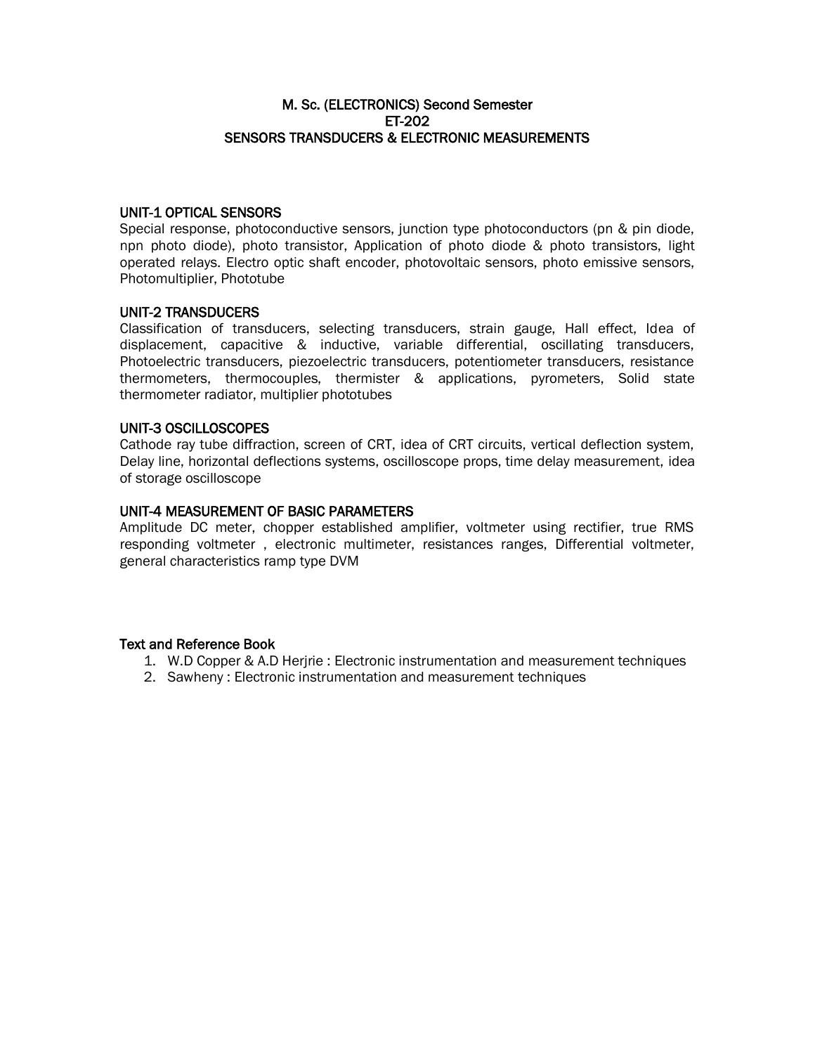# M. Sc. (ELECTRONICS) Second Semester
# ET-202
# SENSORS TRANSDUCERS & ELECTRONIC MEASUREMENTS

## UNIT-1 OPTICAL SENSORS

Special response, photoconductive sensors, junction type photoconductors (pn & pin diode, npn photo diode), photo transistor, Application of photo diode & photo transistors, light operated relays. Electro optic shaft encoder, photovoltaic sensors, photo emissive sensors, Photomultiplier, Phototube

## UNIT-2 TRANSDUCERS

Classification of transducers, selecting transducers, strain gauge, Hall effect, Idea of displacement, capacitive & inductive, variable differential, oscillating transducers, Photoelectric transducers, piezoelectric transducers, potentiometer transducers, resistance thermometers, thermocouples, thermister & applications, pyrometers, Solid state thermometer radiator, multiplier phototubes

## UNIT-3 OSCILLOSCOPES

Cathode ray tube diffraction, screen of CRT, idea of CRT circuits, vertical deflection system, Delay line, horizontal deflections systems, oscilloscope props, time delay measurement, idea of storage oscilloscope

## UNIT-4 MEASUREMENT OF BASIC PARAMETERS

Amplitude DC meter, chopper established amplifier, voltmeter using rectifier, true RMS responding voltmeter , electronic multimeter, resistances ranges, Differential voltmeter, general characteristics ramp type DVM

## Text and Reference Book

1. W.D Copper & A.D Herjrie : Electronic instrumentation and measurement techniques
2. Sawheny : Electronic instrumentation and measurement techniques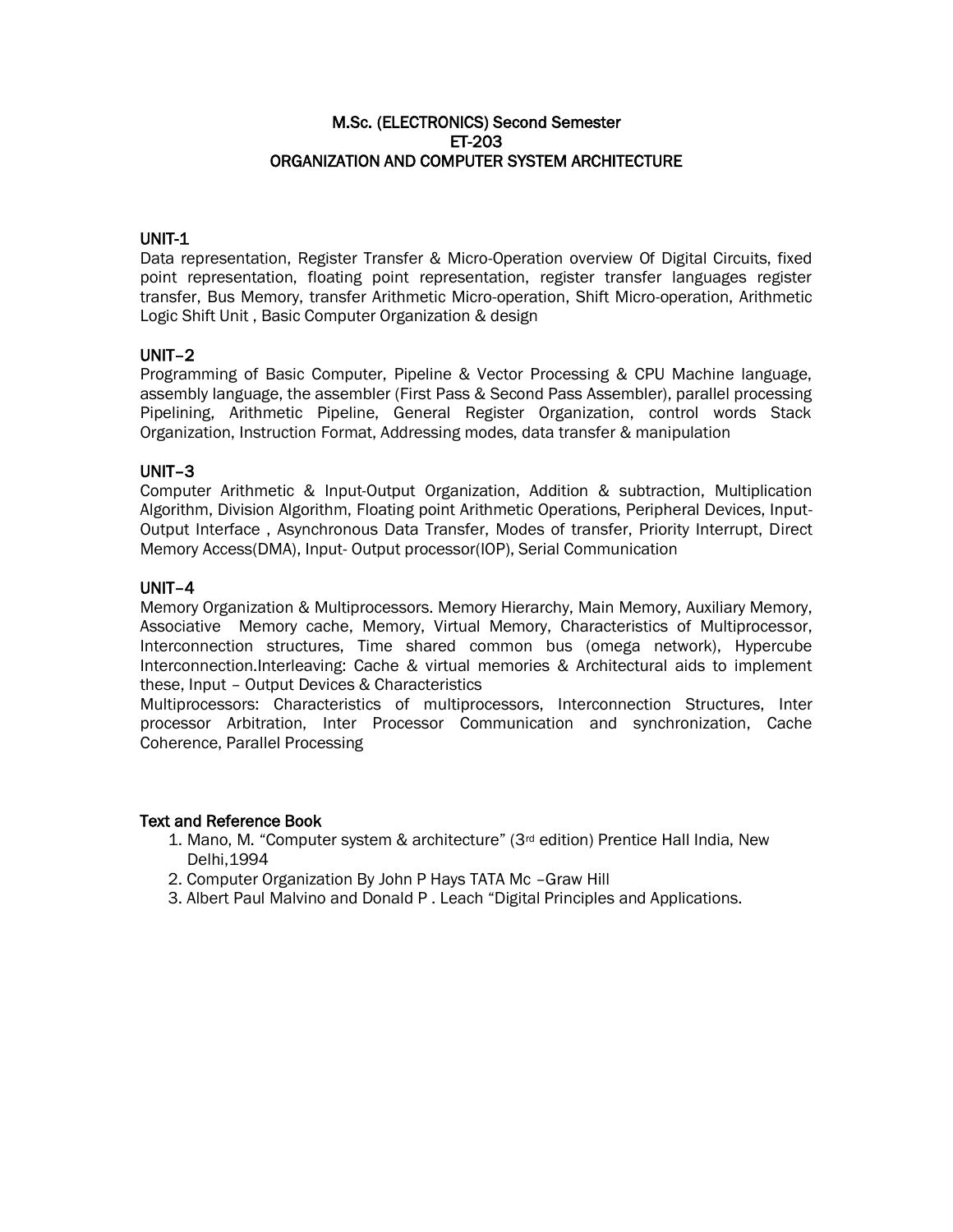# M.Sc. (ELECTRONICS) Second Semester
## ET-203
## ORGANIZATION AND COMPUTER SYSTEM ARCHITECTURE

### UNIT-1

Data representation, Register Transfer & Micro-Operation overview Of Digital Circuits, fixed point representation, floating point representation, register transfer languages register transfer, Bus Memory, transfer Arithmetic Micro-operation, Shift Micro-operation, Arithmetic Logic Shift Unit , Basic Computer Organization & design

### UNIT–2

Programming of Basic Computer, Pipeline & Vector Processing & CPU Machine language, assembly language, the assembler (First Pass & Second Pass Assembler), parallel processing Pipelining, Arithmetic Pipeline, General Register Organization, control words Stack Organization, Instruction Format, Addressing modes, data transfer & manipulation

### UNIT–3

Computer Arithmetic & Input-Output Organization, Addition & subtraction, Multiplication Algorithm, Division Algorithm, Floating point Arithmetic Operations, Peripheral Devices, Input-Output Interface , Asynchronous Data Transfer, Modes of transfer, Priority Interrupt, Direct Memory Access(DMA), Input- Output processor(IOP), Serial Communication

### UNIT–4

Memory Organization & Multiprocessors. Memory Hierarchy, Main Memory, Auxiliary Memory, Associative Memory cache, Memory, Virtual Memory, Characteristics of Multiprocessor, Interconnection structures, Time shared common bus (omega network), Hypercube Interconnection.Interleaving: Cache & virtual memories & Architectural aids to implement these, Input – Output Devices & Characteristics

Multiprocessors: Characteristics of multiprocessors, Interconnection Structures, Inter processor Arbitration, Inter Processor Communication and synchronization, Cache Coherence, Parallel Processing

### Text and Reference Book

1. Mano, M. "Computer system & architecture" (3rd edition) Prentice Hall India, New Delhi,1994
2. Computer Organization By John P Hays TATA Mc –Graw Hill
3. Albert Paul Malvino and Donald P . Leach "Digital Principles and Applications.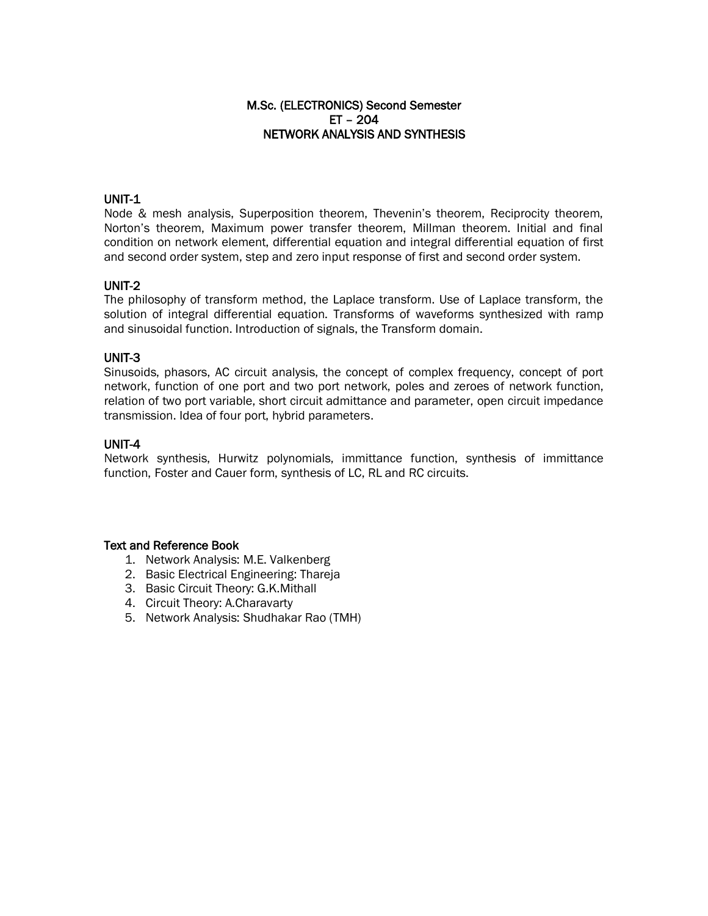# M.Sc. (ELECTRONICS) Second Semester
## ET – 204
## NETWORK ANALYSIS AND SYNTHESIS

### UNIT-1

Node & mesh analysis, Superposition theorem, Thevenin's theorem, Reciprocity theorem, Norton's theorem, Maximum power transfer theorem, Millman theorem. Initial and final condition on network element, differential equation and integral differential equation of first and second order system, step and zero input response of first and second order system.

### UNIT-2

The philosophy of transform method, the Laplace transform. Use of Laplace transform, the solution of integral differential equation. Transforms of waveforms synthesized with ramp and sinusoidal function. Introduction of signals, the Transform domain.

### UNIT-3

Sinusoids, phasors, AC circuit analysis, the concept of complex frequency, concept of port network, function of one port and two port network, poles and zeroes of network function, relation of two port variable, short circuit admittance and parameter, open circuit impedance transmission. Idea of four port, hybrid parameters.

### UNIT-4

Network synthesis, Hurwitz polynomials, immittance function, synthesis of immittance function, Foster and Cauer form, synthesis of LC, RL and RC circuits.

### Text and Reference Book

1. Network Analysis: M.E. Valkenberg
2. Basic Electrical Engineering: Thareja
3. Basic Circuit Theory: G.K.Mithall
4. Circuit Theory: A.Charavarty
5. Network Analysis: Shudhakar Rao (TMH)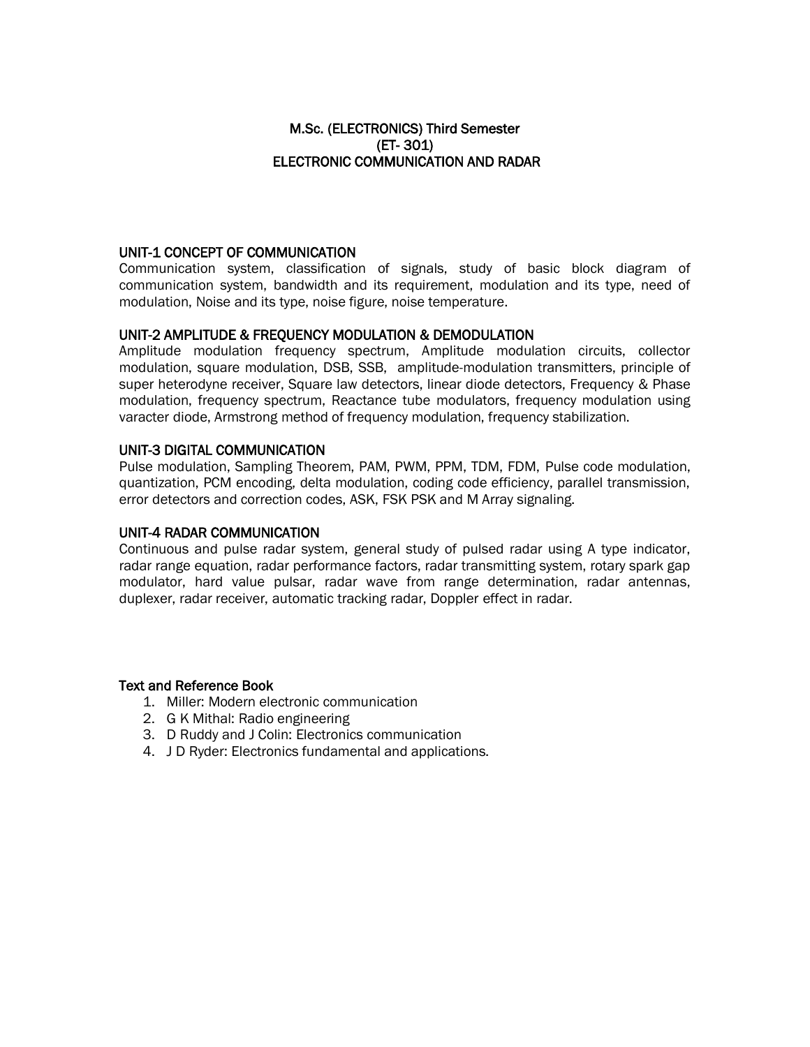# M.Sc. (ELECTRONICS) Third Semester
# (ET- 301)
# ELECTRONIC COMMUNICATION AND RADAR

## UNIT-1 CONCEPT OF COMMUNICATION

Communication system, classification of signals, study of basic block diagram of communication system, bandwidth and its requirement, modulation and its type, need of modulation, Noise and its type, noise figure, noise temperature.

## UNIT-2 AMPLITUDE & FREQUENCY MODULATION & DEMODULATION

Amplitude modulation frequency spectrum, Amplitude modulation circuits, collector modulation, square modulation, DSB, SSB, amplitude-modulation transmitters, principle of super heterodyne receiver, Square law detectors, linear diode detectors, Frequency & Phase modulation, frequency spectrum, Reactance tube modulators, frequency modulation using varacter diode, Armstrong method of frequency modulation, frequency stabilization.

## UNIT-3 DIGITAL COMMUNICATION

Pulse modulation, Sampling Theorem, PAM, PWM, PPM, TDM, FDM, Pulse code modulation, quantization, PCM encoding, delta modulation, coding code efficiency, parallel transmission, error detectors and correction codes, ASK, FSK PSK and M Array signaling.

## UNIT-4 RADAR COMMUNICATION

Continuous and pulse radar system, general study of pulsed radar using A type indicator, radar range equation, radar performance factors, radar transmitting system, rotary spark gap modulator, hard value pulsar, radar wave from range determination, radar antennas, duplexer, radar receiver, automatic tracking radar, Doppler effect in radar.

### Text and Reference Book

1. Miller: Modern electronic communication
2. G K Mithal: Radio engineering
3. D Ruddy and J Colin: Electronics communication
4. J D Ryder: Electronics fundamental and applications.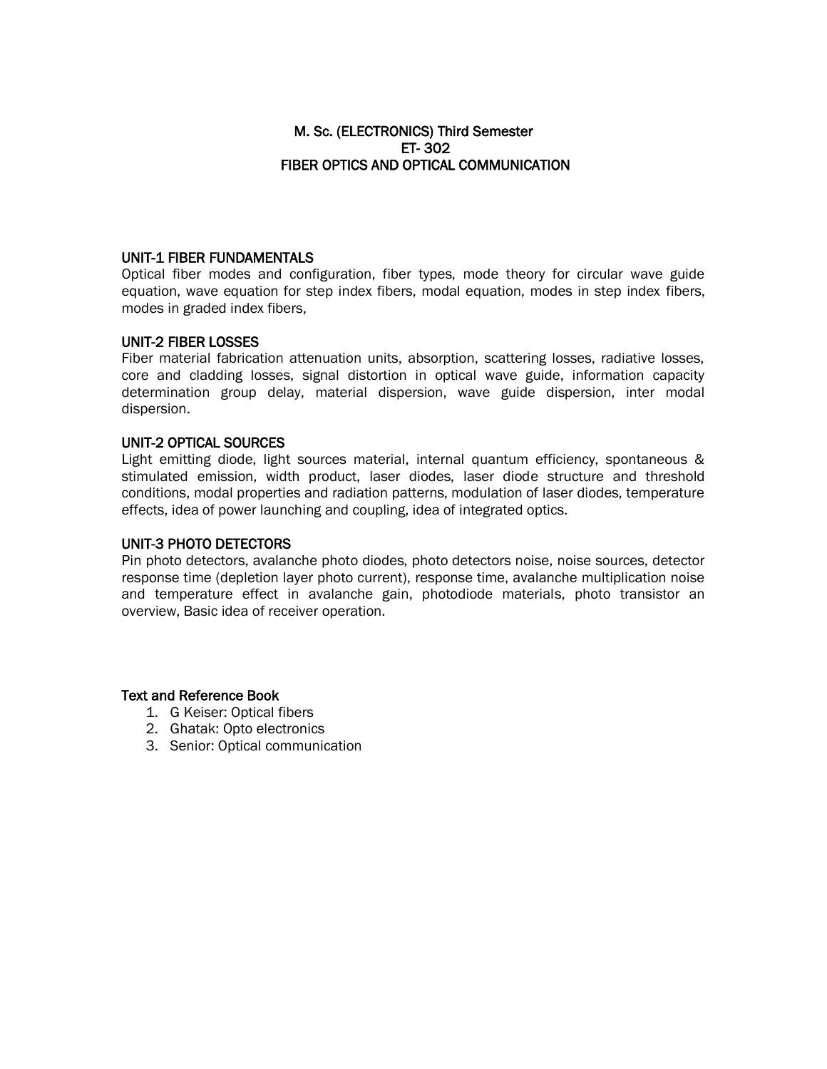# M. Sc. (ELECTRONICS) Third Semester
# ET- 302
# FIBER OPTICS AND OPTICAL COMMUNICATION

## UNIT-1 FIBER FUNDAMENTALS

Optical fiber modes and configuration, fiber types, mode theory for circular wave guide equation, wave equation for step index fibers, modal equation, modes in step index fibers, modes in graded index fibers,

## UNIT-2 FIBER LOSSES

Fiber material fabrication attenuation units, absorption, scattering losses, radiative losses, core and cladding losses, signal distortion in optical wave guide, information capacity determination group delay, material dispersion, wave guide dispersion, inter modal dispersion.

## UNIT-2 OPTICAL SOURCES

Light emitting diode, light sources material, internal quantum efficiency, spontaneous & stimulated emission, width product, laser diodes, laser diode structure and threshold conditions, modal properties and radiation patterns, modulation of laser diodes, temperature effects, idea of power launching and coupling, idea of integrated optics.

## UNIT-3 PHOTO DETECTORS

Pin photo detectors, avalanche photo diodes, photo detectors noise, noise sources, detector response time (depletion layer photo current), response time, avalanche multiplication noise and temperature effect in avalanche gain, photodiode materials, photo transistor an overview, Basic idea of receiver operation.

## Text and Reference Book

1. G Keiser: Optical fibers
2. Ghatak: Opto electronics
3. Senior: Optical communication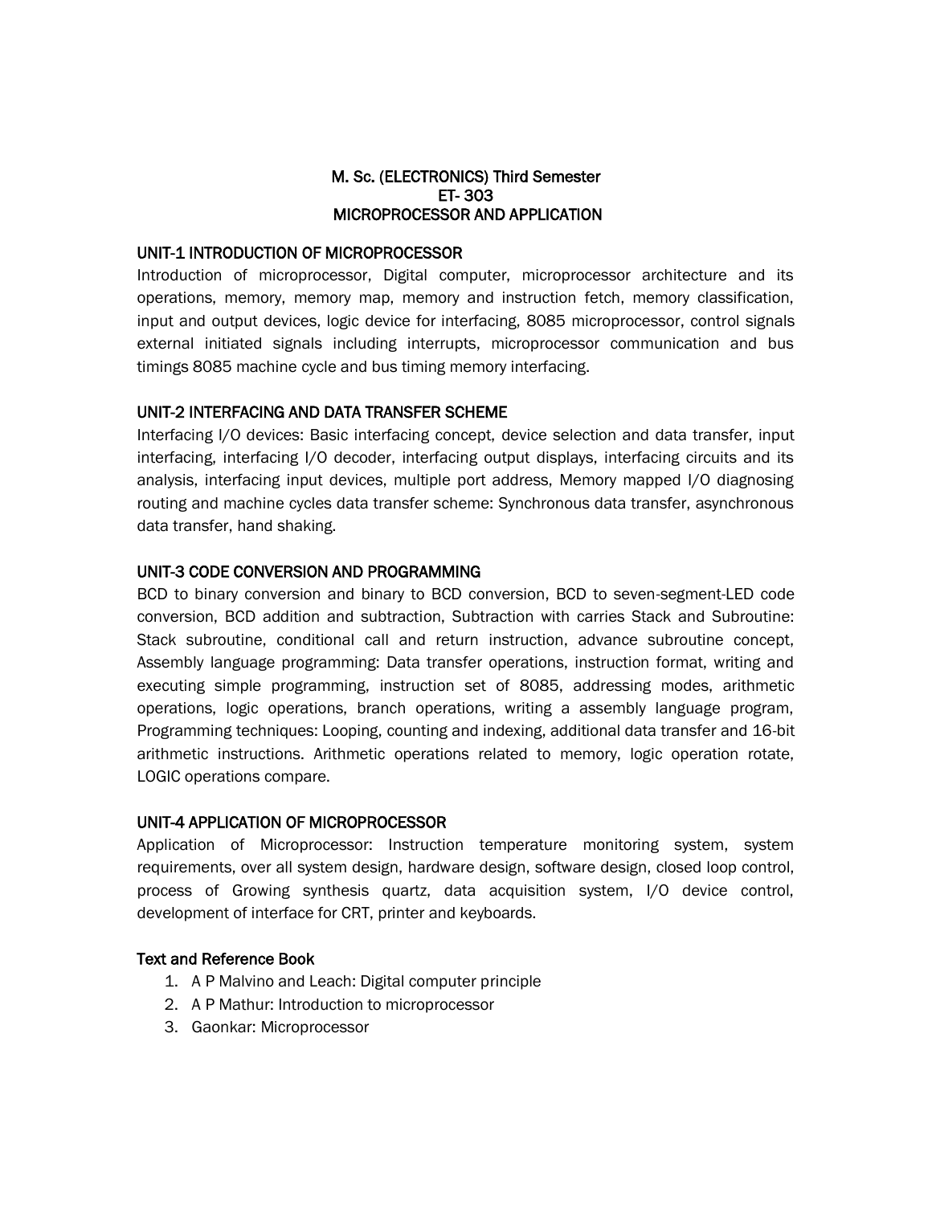# M. Sc. (ELECTRONICS) Third Semester
# ET- 303
# MICROPROCESSOR AND APPLICATION

## UNIT-1 INTRODUCTION OF MICROPROCESSOR

Introduction of microprocessor, Digital computer, microprocessor architecture and its operations, memory, memory map, memory and instruction fetch, memory classification, input and output devices, logic device for interfacing, 8085 microprocessor, control signals external initiated signals including interrupts, microprocessor communication and bus timings 8085 machine cycle and bus timing memory interfacing.

## UNIT-2 INTERFACING AND DATA TRANSFER SCHEME

Interfacing I/O devices: Basic interfacing concept, device selection and data transfer, input interfacing, interfacing I/O decoder, interfacing output displays, interfacing circuits and its analysis, interfacing input devices, multiple port address, Memory mapped I/O diagnosing routing and machine cycles data transfer scheme: Synchronous data transfer, asynchronous data transfer, hand shaking.

## UNIT-3 CODE CONVERSION AND PROGRAMMING

BCD to binary conversion and binary to BCD conversion, BCD to seven-segment-LED code conversion, BCD addition and subtraction, Subtraction with carries Stack and Subroutine: Stack subroutine, conditional call and return instruction, advance subroutine concept, Assembly language programming: Data transfer operations, instruction format, writing and executing simple programming, instruction set of 8085, addressing modes, arithmetic operations, logic operations, branch operations, writing a assembly language program, Programming techniques: Looping, counting and indexing, additional data transfer and 16-bit arithmetic instructions. Arithmetic operations related to memory, logic operation rotate, LOGIC operations compare.

## UNIT-4 APPLICATION OF MICROPROCESSOR

Application of Microprocessor: Instruction temperature monitoring system, system requirements, over all system design, hardware design, software design, closed loop control, process of Growing synthesis quartz, data acquisition system, I/O device control, development of interface for CRT, printer and keyboards.

### Text and Reference Book

1. A P Malvino and Leach: Digital computer principle
2. A P Mathur: Introduction to microprocessor
3. Gaonkar: Microprocessor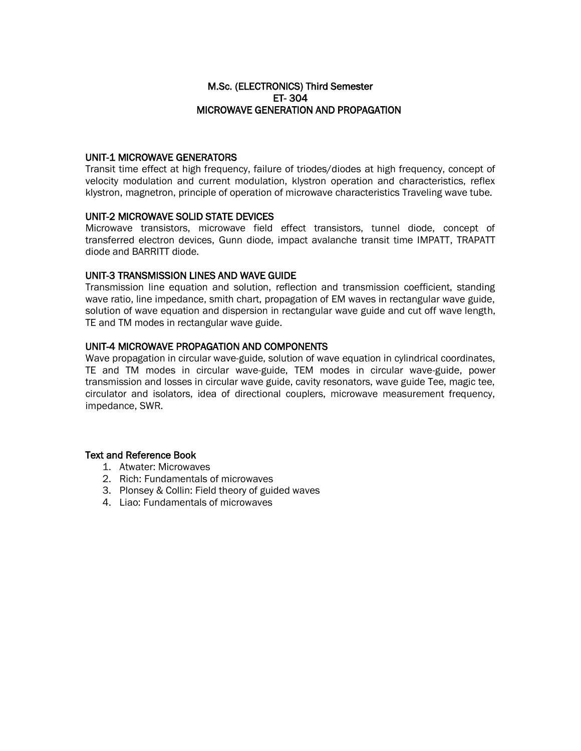# M.Sc. (ELECTRONICS) Third Semester
## ET- 304
## MICROWAVE GENERATION AND PROPAGATION

### UNIT-1 MICROWAVE GENERATORS

Transit time effect at high frequency, failure of triodes/diodes at high frequency, concept of velocity modulation and current modulation, klystron operation and characteristics, reflex klystron, magnetron, principle of operation of microwave characteristics Traveling wave tube.

### UNIT-2 MICROWAVE SOLID STATE DEVICES

Microwave transistors, microwave field effect transistors, tunnel diode, concept of transferred electron devices, Gunn diode, impact avalanche transit time IMPATT, TRAPATT diode and BARRITT diode.

### UNIT-3 TRANSMISSION LINES AND WAVE GUIDE

Transmission line equation and solution, reflection and transmission coefficient, standing wave ratio, line impedance, smith chart, propagation of EM waves in rectangular wave guide, solution of wave equation and dispersion in rectangular wave guide and cut off wave length, TE and TM modes in rectangular wave guide.

### UNIT-4 MICROWAVE PROPAGATION AND COMPONENTS

Wave propagation in circular wave-guide, solution of wave equation in cylindrical coordinates, TE and TM modes in circular wave-guide, TEM modes in circular wave-guide, power transmission and losses in circular wave guide, cavity resonators, wave guide Tee, magic tee, circulator and isolators, idea of directional couplers, microwave measurement frequency, impedance, SWR.

### Text and Reference Book

1. Atwater: Microwaves
2. Rich: Fundamentals of microwaves
3. Plonsey & Collin: Field theory of guided waves
4. Liao: Fundamentals of microwaves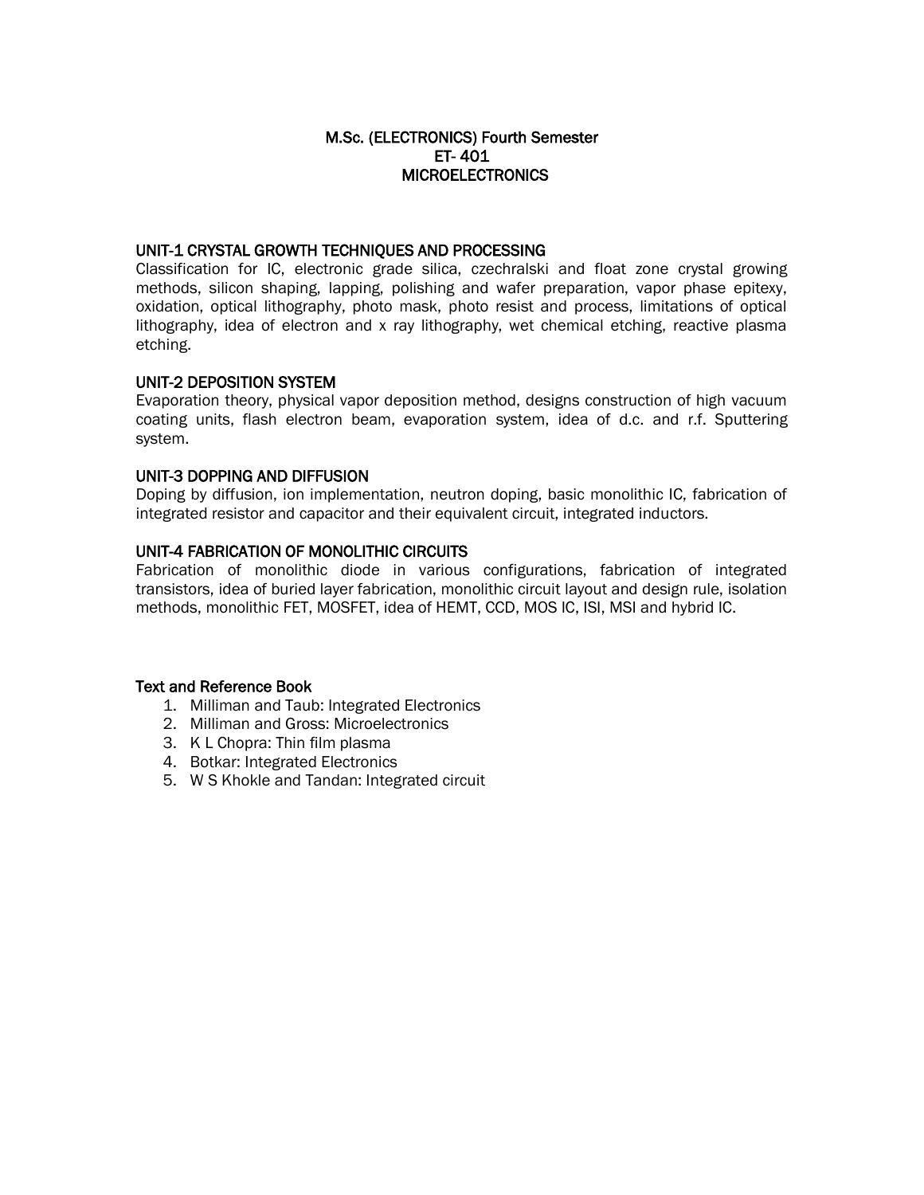# M.Sc. (ELECTRONICS) Fourth Semester
## ET- 401
## MICROELECTRONICS

### UNIT-1 CRYSTAL GROWTH TECHNIQUES AND PROCESSING

Classification for IC, electronic grade silica, czechralski and float zone crystal growing methods, silicon shaping, lapping, polishing and wafer preparation, vapor phase epitexy, oxidation, optical lithography, photo mask, photo resist and process, limitations of optical lithography, idea of electron and x ray lithography, wet chemical etching, reactive plasma etching.

### UNIT-2 DEPOSITION SYSTEM

Evaporation theory, physical vapor deposition method, designs construction of high vacuum coating units, flash electron beam, evaporation system, idea of d.c. and r.f. Sputtering system.

### UNIT-3 DOPPING AND DIFFUSION

Doping by diffusion, ion implementation, neutron doping, basic monolithic IC, fabrication of integrated resistor and capacitor and their equivalent circuit, integrated inductors.

### UNIT-4 FABRICATION OF MONOLITHIC CIRCUITS

Fabrication of monolithic diode in various configurations, fabrication of integrated transistors, idea of buried layer fabrication, monolithic circuit layout and design rule, isolation methods, monolithic FET, MOSFET, idea of HEMT, CCD, MOS IC, ISI, MSI and hybrid IC.

### Text and Reference Book

1. Milliman and Taub: Integrated Electronics
2. Milliman and Gross: Microelectronics
3. K L Chopra: Thin film plasma
4. Botkar: Integrated Electronics
5. W S Khokle and Tandan: Integrated circuit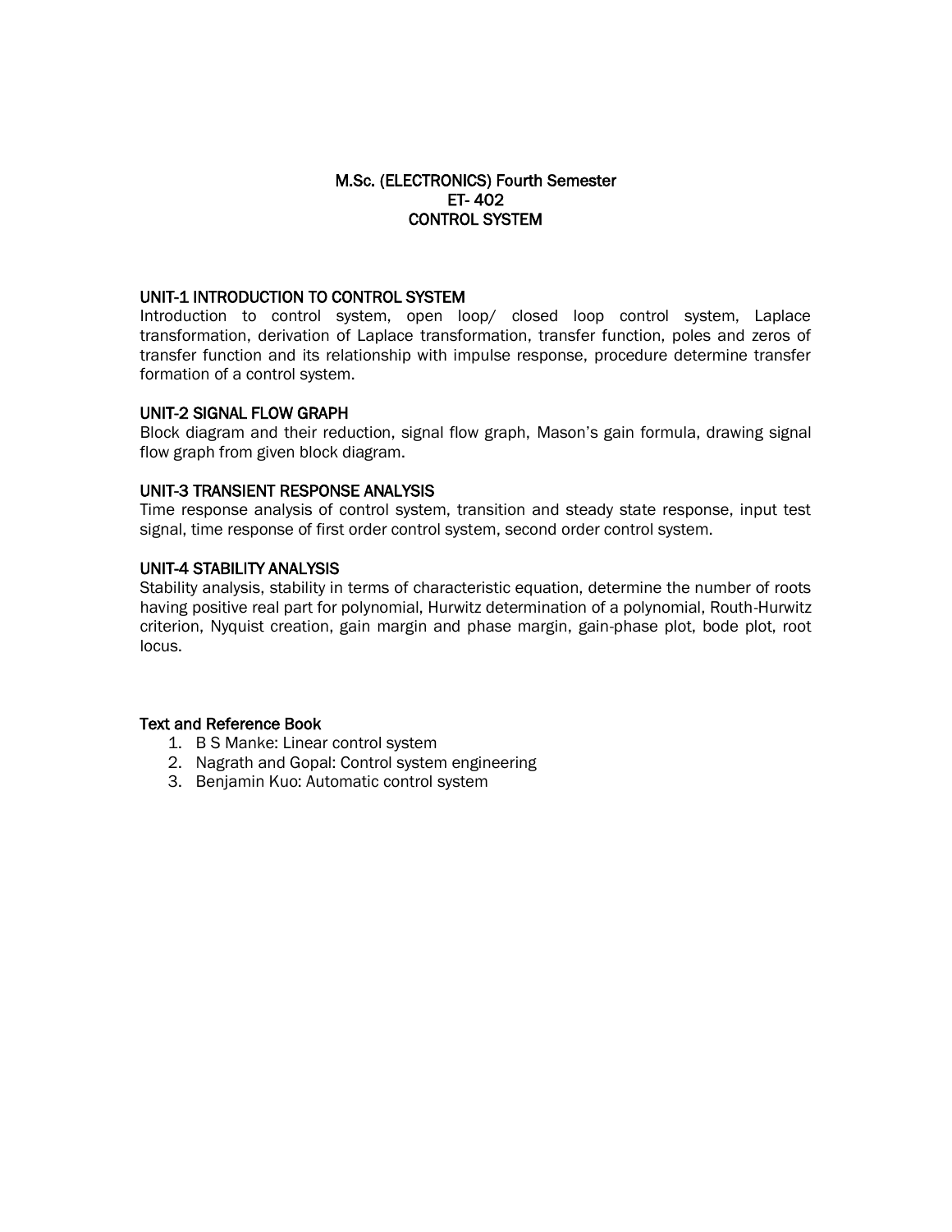# M.Sc. (ELECTRONICS) Fourth Semester
## ET- 402
## CONTROL SYSTEM

### UNIT-1 INTRODUCTION TO CONTROL SYSTEM

Introduction to control system, open loop/ closed loop control system, Laplace transformation, derivation of Laplace transformation, transfer function, poles and zeros of transfer function and its relationship with impulse response, procedure determine transfer formation of a control system.

### UNIT-2 SIGNAL FLOW GRAPH

Block diagram and their reduction, signal flow graph, Mason's gain formula, drawing signal flow graph from given block diagram.

### UNIT-3 TRANSIENT RESPONSE ANALYSIS

Time response analysis of control system, transition and steady state response, input test signal, time response of first order control system, second order control system.

### UNIT-4 STABILITY ANALYSIS

Stability analysis, stability in terms of characteristic equation, determine the number of roots having positive real part for polynomial, Hurwitz determination of a polynomial, Routh-Hurwitz criterion, Nyquist creation, gain margin and phase margin, gain-phase plot, bode plot, root locus.

### Text and Reference Book

1. B S Manke: Linear control system
2. Nagrath and Gopal: Control system engineering
3. Benjamin Kuo: Automatic control system